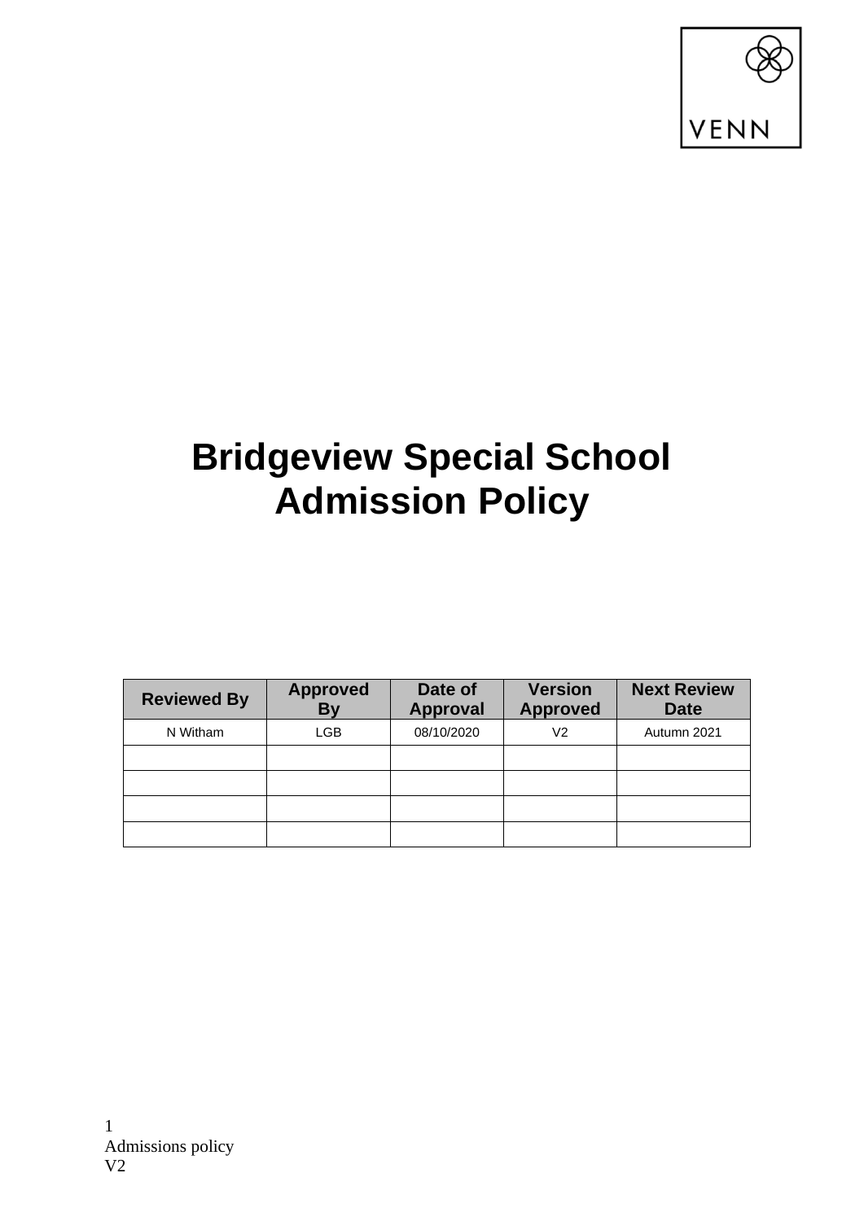VENN

# Bridgeview Special School Admission Policy

| Reviewed By | Approved By | Date of Approval | Version Approved | Next Review Date |
|---|---|---|---|---|
| N Witham | LGB | 08/10/2020 | V2 | Autumn 2021 |
| | | | | |
| | | | | |
| | | | | |
| | | | | |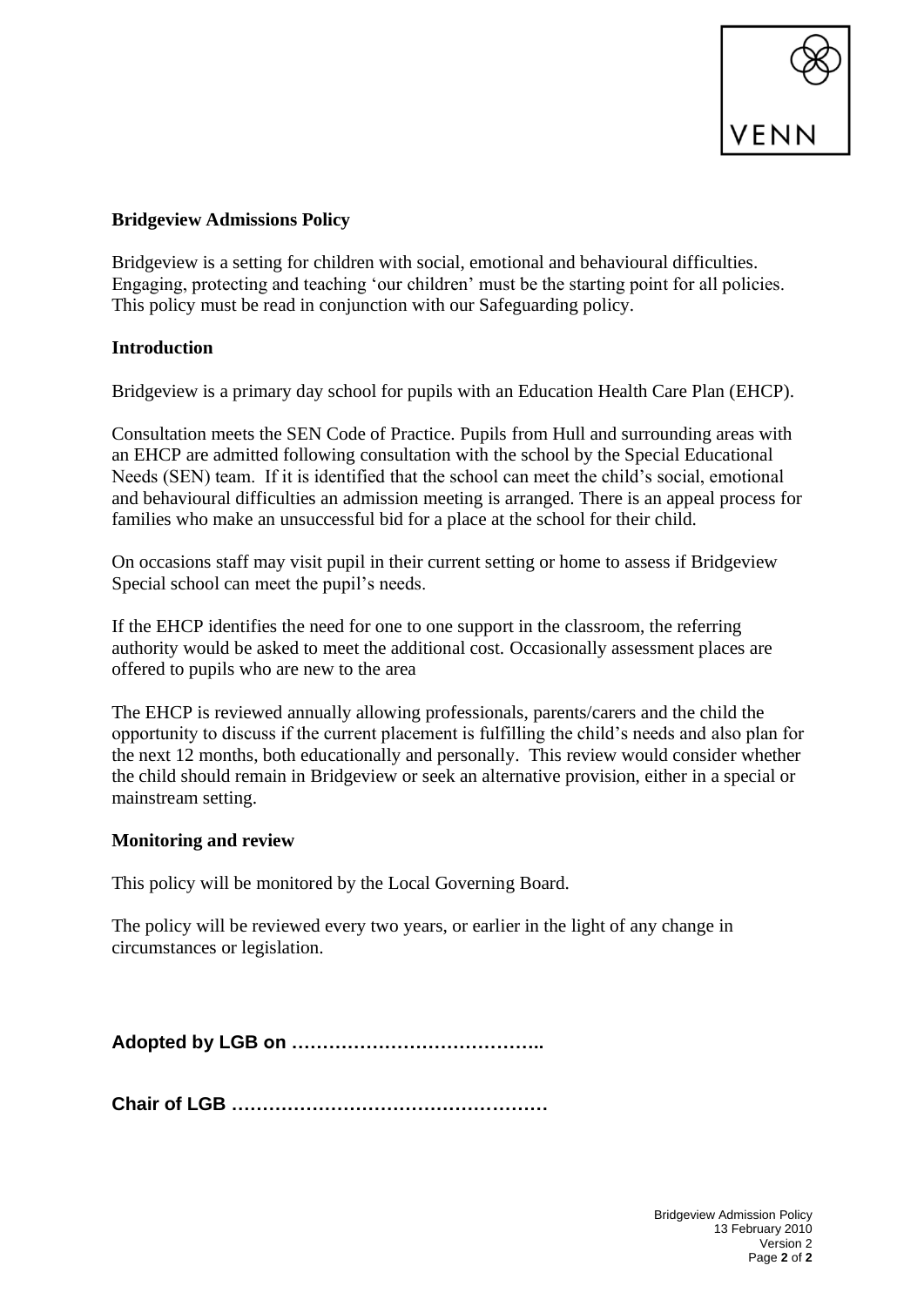**Bridgeview Admissions Policy**

Bridgeview is a setting for children with social, emotional and behavioural difficulties. Engaging, protecting and teaching 'our children' must be the starting point for all policies. This policy must be read in conjunction with our Safeguarding policy.

**Introduction**

Bridgeview is a primary day school for pupils with an Education Health Care Plan (EHCP).

Consultation meets the SEN Code of Practice. Pupils from Hull and surrounding areas with an EHCP are admitted following consultation with the school by the Special Educational Needs (SEN) team. If it is identified that the school can meet the child's social, emotional and behavioural difficulties an admission meeting is arranged. There is an appeal process for families who make an unsuccessful bid for a place at the school for their child.

On occasions staff may visit pupil in their current setting or home to assess if Bridgeview Special school can meet the pupil's needs.

If the EHCP identifies the need for one to one support in the classroom, the referring authority would be asked to meet the additional cost. Occasionally assessment places are offered to pupils who are new to the area

The EHCP is reviewed annually allowing professionals, parents/carers and the child the opportunity to discuss if the current placement is fulfilling the child's needs and also plan for the next 12 months, both educationally and personally. This review would consider whether the child should remain in Bridgeview or seek an alternative provision, either in a special or mainstream setting.

**Monitoring and review**

This policy will be monitored by the Local Governing Board.

The policy will be reviewed every two years, or earlier in the light of any change in circumstances or legislation.

**Adopted by LGB on …………………………………..**

**Chair of LGB ……………………………………………**

Bridgeview Admission Policy
13 February 2010
Version 2